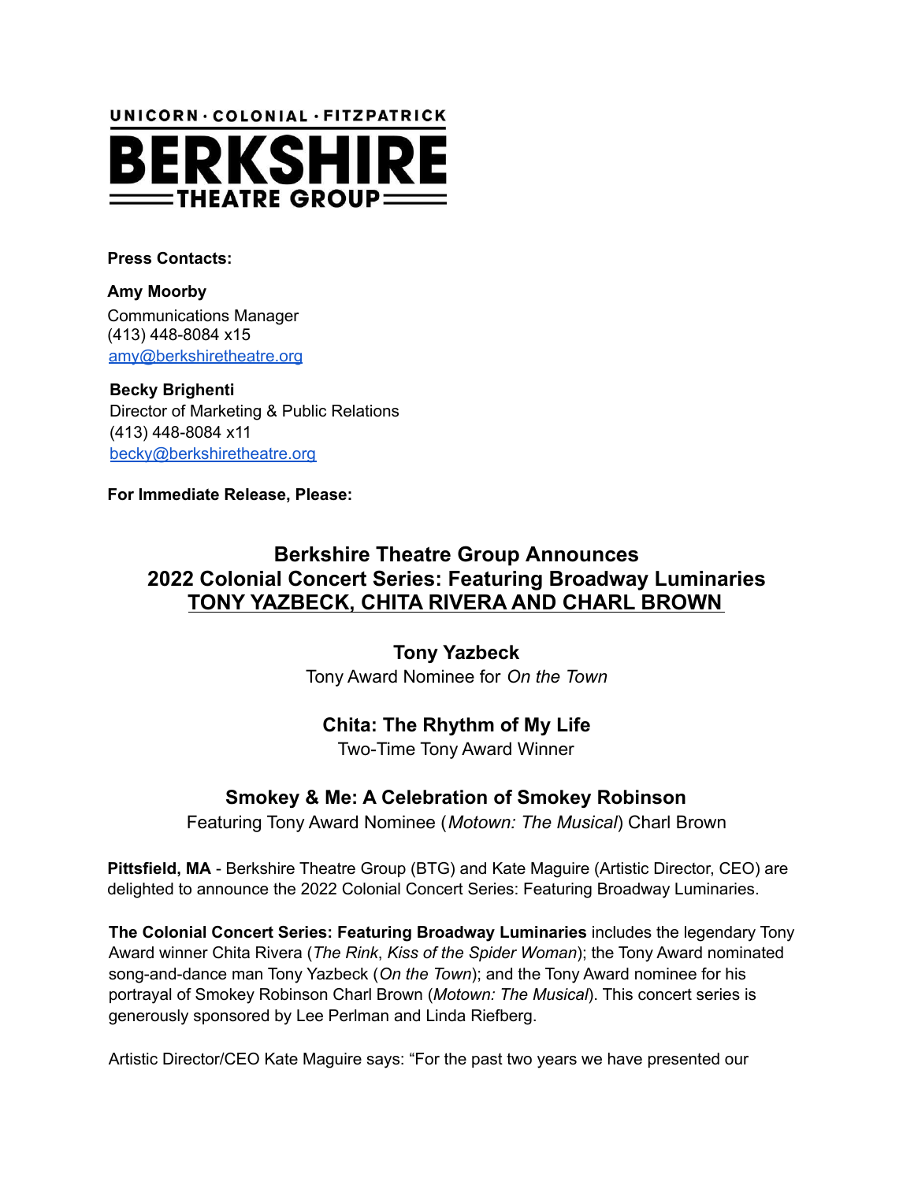UNICORN · COLONIAL · FITZPATRICK
**BERKSHIRE**
**THEATRE GROUP**

**Press Contacts:**

**Amy Moorby**
Communications Manager
(413) 448-8084 x15
amy@berkshiretheatre.org

**Becky Brighenti**
Director of Marketing & Public Relations
(413) 448-8084 x11
becky@berkshiretheatre.org

**For Immediate Release, Please:**

## Berkshire Theatre Group Announces 2022 Colonial Concert Series: Featuring Broadway Luminaries TONY YAZBECK, CHITA RIVERA AND CHARL BROWN

### Tony Yazbeck

Tony Award Nominee for *On the Town*

### Chita: The Rhythm of My Life

Two-Time Tony Award Winner

### Smokey & Me: A Celebration of Smokey Robinson

Featuring Tony Award Nominee (*Motown: The Musical*) Charl Brown

**Pittsfield, MA** - Berkshire Theatre Group (BTG) and Kate Maguire (Artistic Director, CEO) are delighted to announce the 2022 Colonial Concert Series: Featuring Broadway Luminaries.

**The Colonial Concert Series: Featuring Broadway Luminaries** includes the legendary Tony Award winner Chita Rivera (*The Rink*, *Kiss of the Spider Woman*); the Tony Award nominated song-and-dance man Tony Yazbeck (*On the Town*); and the Tony Award nominee for his portrayal of Smokey Robinson Charl Brown (*Motown: The Musical*). This concert series is generously sponsored by Lee Perlman and Linda Riefberg.

Artistic Director/CEO Kate Maguire says: "For the past two years we have presented our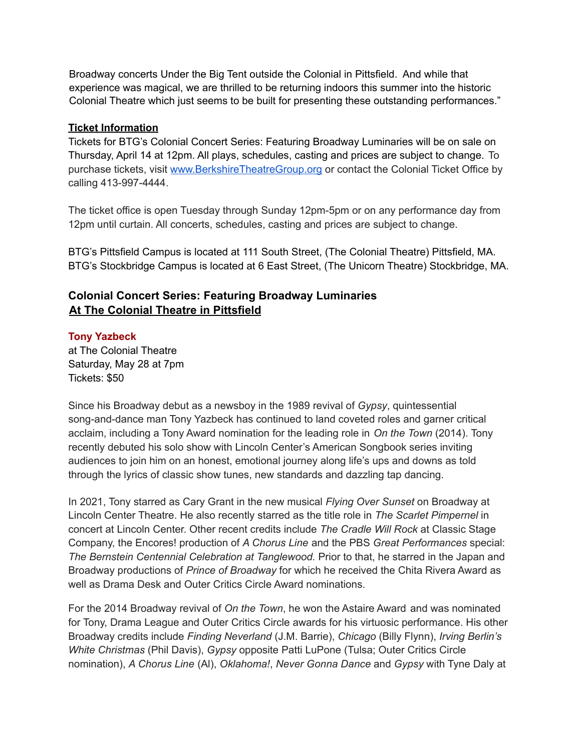Broadway concerts Under the Big Tent outside the Colonial in Pittsfield. And while that experience was magical, we are thrilled to be returning indoors this summer into the historic Colonial Theatre which just seems to be built for presenting these outstanding performances."

**Ticket Information**

Tickets for BTG's Colonial Concert Series: Featuring Broadway Luminaries will be on sale on Thursday, April 14 at 12pm. All plays, schedules, casting and prices are subject to change. To purchase tickets, visit [www.BerkshireTheatreGroup.org](www.BerkshireTheatreGroup.org) or contact the Colonial Ticket Office by calling 413-997-4444.

The ticket office is open Tuesday through Sunday 12pm-5pm or on any performance day from 12pm until curtain. All concerts, schedules, casting and prices are subject to change.

BTG's Pittsfield Campus is located at 111 South Street, (The Colonial Theatre) Pittsfield, MA.
BTG's Stockbridge Campus is located at 6 East Street, (The Unicorn Theatre) Stockbridge, MA.

### Colonial Concert Series: Featuring Broadway Luminaries
### At The Colonial Theatre in Pittsfield

**Tony Yazbeck**
at The Colonial Theatre
Saturday, May 28 at 7pm
Tickets: $50

Since his Broadway debut as a newsboy in the 1989 revival of *Gypsy*, quintessential song-and-dance man Tony Yazbeck has continued to land coveted roles and garner critical acclaim, including a Tony Award nomination for the leading role in *On the Town* (2014). Tony recently debuted his solo show with Lincoln Center's American Songbook series inviting audiences to join him on an honest, emotional journey along life's ups and downs as told through the lyrics of classic show tunes, new standards and dazzling tap dancing.

In 2021, Tony starred as Cary Grant in the new musical *Flying Over Sunset* on Broadway at Lincoln Center Theatre. He also recently starred as the title role in *The Scarlet Pimpernel* in concert at Lincoln Center. Other recent credits include *The Cradle Will Rock* at Classic Stage Company, the Encores! production of *A Chorus Line* and the PBS *Great Performances* special: *The Bernstein Centennial Celebration at Tanglewood.* Prior to that, he starred in the Japan and Broadway productions of *Prince of Broadway* for which he received the Chita Rivera Award as well as Drama Desk and Outer Critics Circle Award nominations.

For the 2014 Broadway revival of *On the Town*, he won the Astaire Award and was nominated for Tony, Drama League and Outer Critics Circle awards for his virtuosic performance. His other Broadway credits include *Finding Neverland* (J.M. Barrie), *Chicago* (Billy Flynn), *Irving Berlin's White Christmas* (Phil Davis), *Gypsy* opposite Patti LuPone (Tulsa; Outer Critics Circle nomination), *A Chorus Line* (Al), *Oklahoma!*, *Never Gonna Dance* and *Gypsy* with Tyne Daly at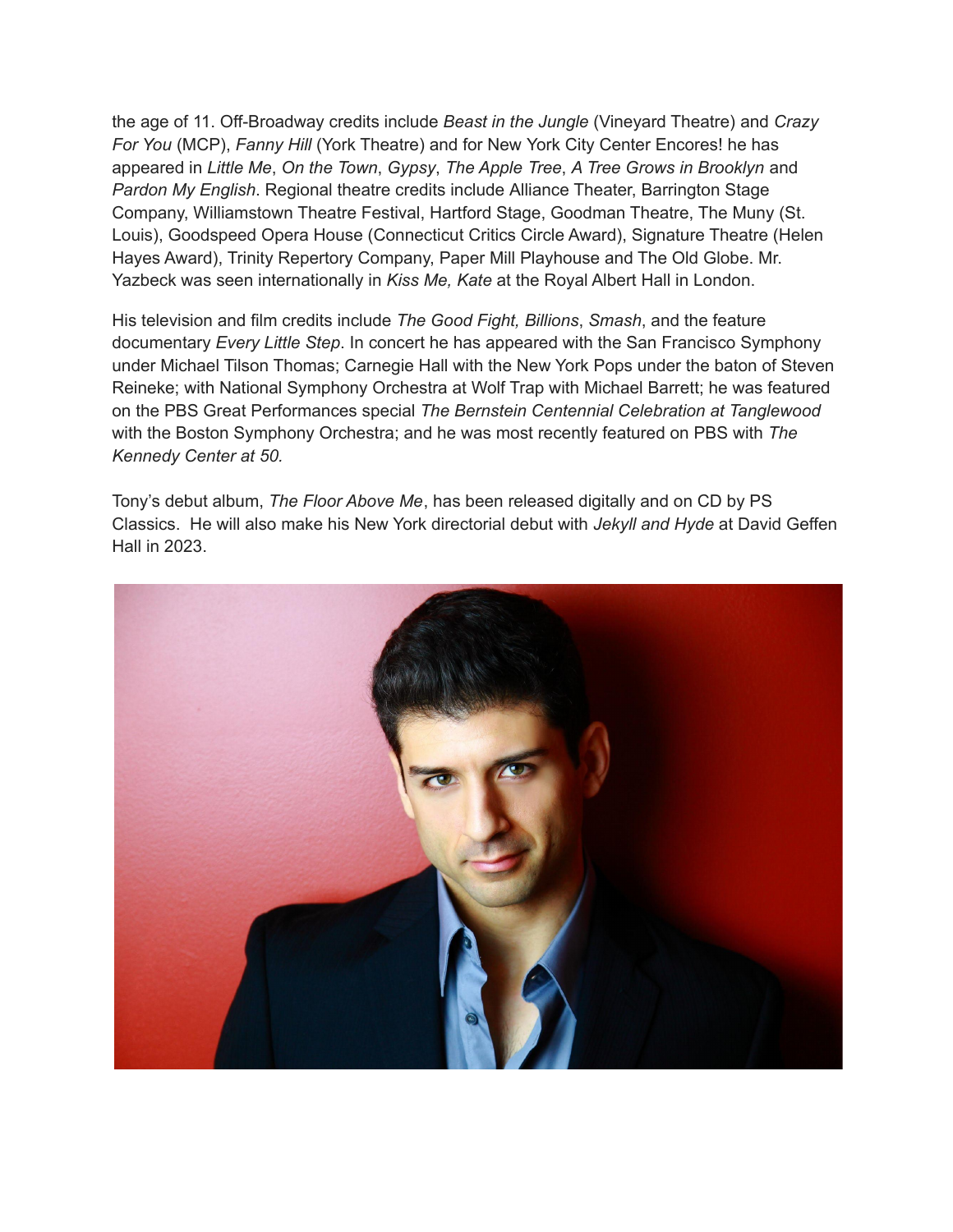the age of 11. Off-Broadway credits include *Beast in the Jungle* (Vineyard Theatre) and *Crazy For You* (MCP), *Fanny Hill* (York Theatre) and for New York City Center Encores! he has appeared in *Little Me*, *On the Town*, *Gypsy*, *The Apple Tree*, *A Tree Grows in Brooklyn* and *Pardon My English*. Regional theatre credits include Alliance Theater, Barrington Stage Company, Williamstown Theatre Festival, Hartford Stage, Goodman Theatre, The Muny (St. Louis), Goodspeed Opera House (Connecticut Critics Circle Award), Signature Theatre (Helen Hayes Award), Trinity Repertory Company, Paper Mill Playhouse and The Old Globe. Mr. Yazbeck was seen internationally in *Kiss Me, Kate* at the Royal Albert Hall in London.

His television and film credits include *The Good Fight, Billions*, *Smash*, and the feature documentary *Every Little Step*. In concert he has appeared with the San Francisco Symphony under Michael Tilson Thomas; Carnegie Hall with the New York Pops under the baton of Steven Reineke; with National Symphony Orchestra at Wolf Trap with Michael Barrett; he was featured on the PBS Great Performances special *The Bernstein Centennial Celebration at Tanglewood* with the Boston Symphony Orchestra; and he was most recently featured on PBS with *The Kennedy Center at 50.*

Tony's debut album, *The Floor Above Me*, has been released digitally and on CD by PS Classics. He will also make his New York directorial debut with *Jekyll and Hyde* at David Geffen Hall in 2023.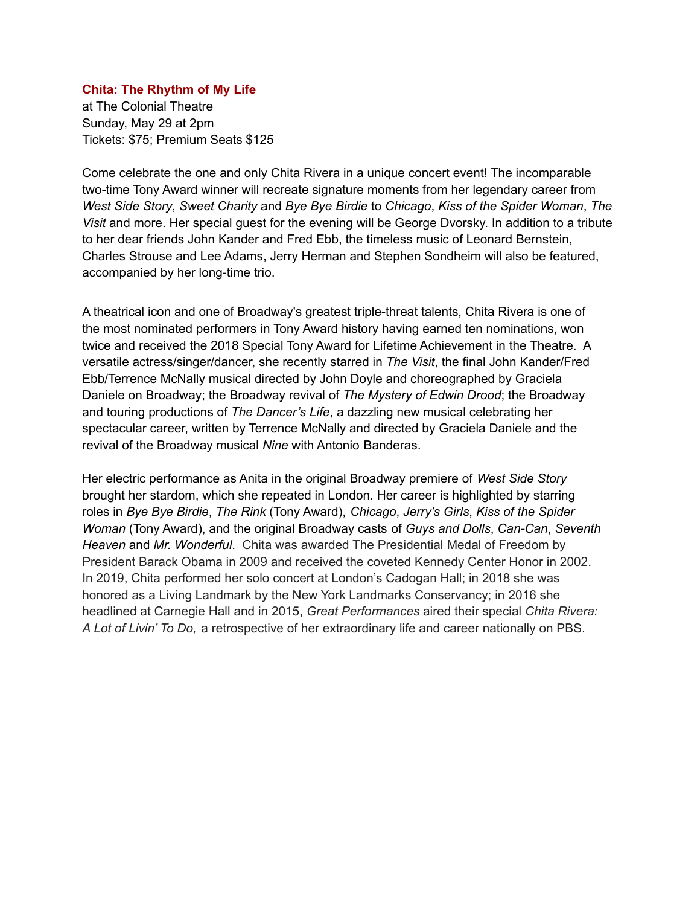**Chita: The Rhythm of My Life**
at The Colonial Theatre
Sunday, May 29 at 2pm
Tickets: $75; Premium Seats $125

Come celebrate the one and only Chita Rivera in a unique concert event! The incomparable two-time Tony Award winner will recreate signature moments from her legendary career from *West Side Story*, *Sweet Charity* and *Bye Bye Birdie* to *Chicago*, *Kiss of the Spider Woman*, *The Visit* and more. Her special guest for the evening will be George Dvorsky. In addition to a tribute to her dear friends John Kander and Fred Ebb, the timeless music of Leonard Bernstein, Charles Strouse and Lee Adams, Jerry Herman and Stephen Sondheim will also be featured, accompanied by her long-time trio.

A theatrical icon and one of Broadway's greatest triple-threat talents, Chita Rivera is one of the most nominated performers in Tony Award history having earned ten nominations, won twice and received the 2018 Special Tony Award for Lifetime Achievement in the Theatre. A versatile actress/singer/dancer, she recently starred in *The Visit*, the final John Kander/Fred Ebb/Terrence McNally musical directed by John Doyle and choreographed by Graciela Daniele on Broadway; the Broadway revival of *The Mystery of Edwin Drood*; the Broadway and touring productions of *The Dancer's Life*, a dazzling new musical celebrating her spectacular career, written by Terrence McNally and directed by Graciela Daniele and the revival of the Broadway musical *Nine* with Antonio Banderas.

Her electric performance as Anita in the original Broadway premiere of *West Side Story* brought her stardom, which she repeated in London. Her career is highlighted by starring roles in *Bye Bye Birdie*, *The Rink* (Tony Award), *Chicago*, *Jerry's Girls*, *Kiss of the Spider Woman* (Tony Award), and the original Broadway casts of *Guys and Dolls*, *Can-Can*, *Seventh Heaven* and *Mr. Wonderful*. Chita was awarded The Presidential Medal of Freedom by President Barack Obama in 2009 and received the coveted Kennedy Center Honor in 2002. In 2019, Chita performed her solo concert at London's Cadogan Hall; in 2018 she was honored as a Living Landmark by the New York Landmarks Conservancy; in 2016 she headlined at Carnegie Hall and in 2015, *Great Performances* aired their special *Chita Rivera: A Lot of Livin' To Do,* a retrospective of her extraordinary life and career nationally on PBS.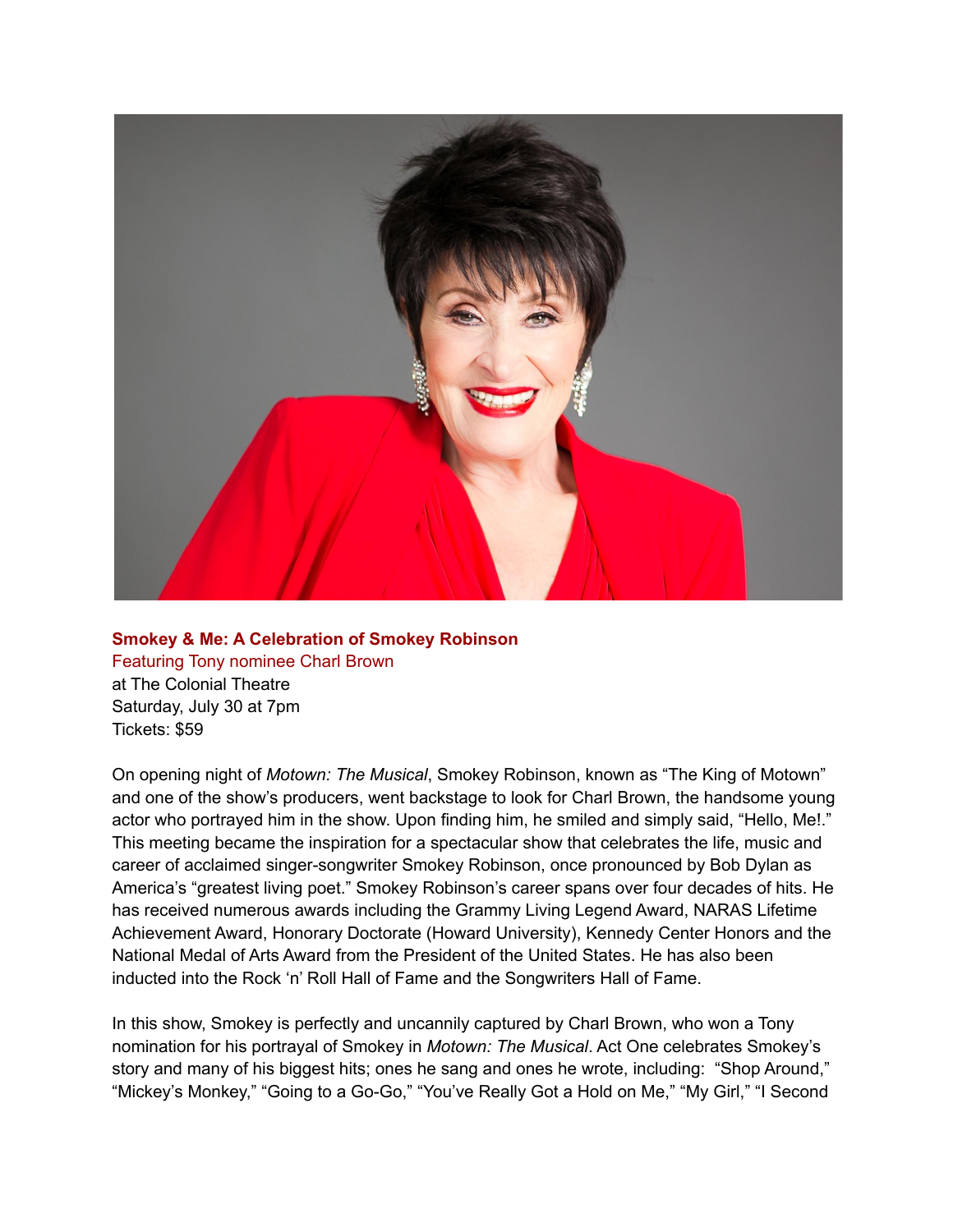**Smokey & Me: A Celebration of Smokey Robinson**
Featuring Tony nominee Charl Brown
at The Colonial Theatre
Saturday, July 30 at 7pm
Tickets: $59

On opening night of *Motown: The Musical*, Smokey Robinson, known as "The King of Motown" and one of the show's producers, went backstage to look for Charl Brown, the handsome young actor who portrayed him in the show. Upon finding him, he smiled and simply said, "Hello, Me!." This meeting became the inspiration for a spectacular show that celebrates the life, music and career of acclaimed singer-songwriter Smokey Robinson, once pronounced by Bob Dylan as America's "greatest living poet." Smokey Robinson's career spans over four decades of hits. He has received numerous awards including the Grammy Living Legend Award, NARAS Lifetime Achievement Award, Honorary Doctorate (Howard University), Kennedy Center Honors and the National Medal of Arts Award from the President of the United States. He has also been inducted into the Rock 'n' Roll Hall of Fame and the Songwriters Hall of Fame.

In this show, Smokey is perfectly and uncannily captured by Charl Brown, who won a Tony nomination for his portrayal of Smokey in *Motown: The Musical*. Act One celebrates Smokey's story and many of his biggest hits; ones he sang and ones he wrote, including: "Shop Around," "Mickey's Monkey," "Going to a Go-Go," "You've Really Got a Hold on Me," "My Girl," "I Second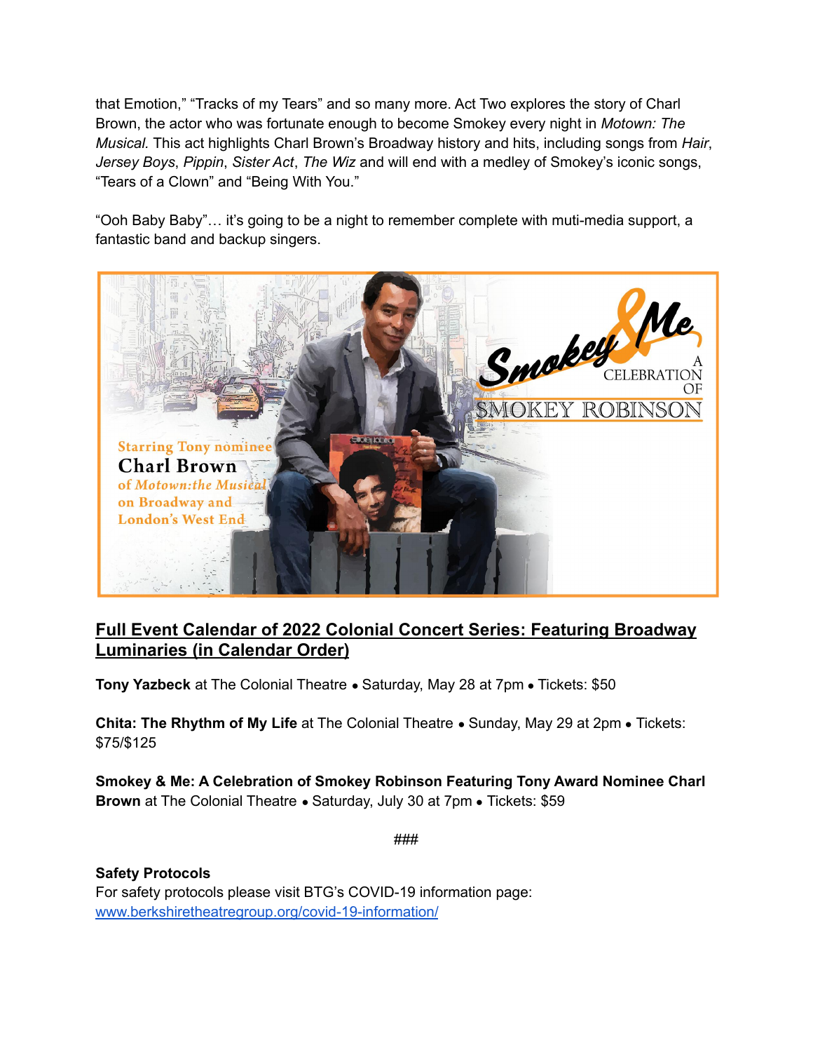that Emotion," "Tracks of my Tears" and so many more. Act Two explores the story of Charl Brown, the actor who was fortunate enough to become Smokey every night in *Motown: The Musical.* This act highlights Charl Brown's Broadway history and hits, including songs from *Hair*, *Jersey Boys*, *Pippin*, *Sister Act*, *The Wiz* and will end with a medley of Smokey's iconic songs, "Tears of a Clown" and "Being With You."

"Ooh Baby Baby"… it's going to be a night to remember complete with muti-media support, a fantastic band and backup singers.

Smokey & Me
A CELEBRATION OF SMOKEY ROBINSON

Starring Tony nominee
**Charl Brown**
of *Motown:the Musical* on Broadway and London's West End

## Full Event Calendar of 2022 Colonial Concert Series: Featuring Broadway Luminaries (in Calendar Order)

**Tony Yazbeck** at The Colonial Theatre • Saturday, May 28 at 7pm • Tickets: $50

**Chita: The Rhythm of My Life** at The Colonial Theatre • Sunday, May 29 at 2pm • Tickets: $75/$125

**Smokey & Me: A Celebration of Smokey Robinson Featuring Tony Award Nominee Charl Brown** at The Colonial Theatre • Saturday, July 30 at 7pm • Tickets: $59

###

**Safety Protocols**
For safety protocols please visit BTG's COVID-19 information page: www.berkshiretheatregroup.org/covid-19-information/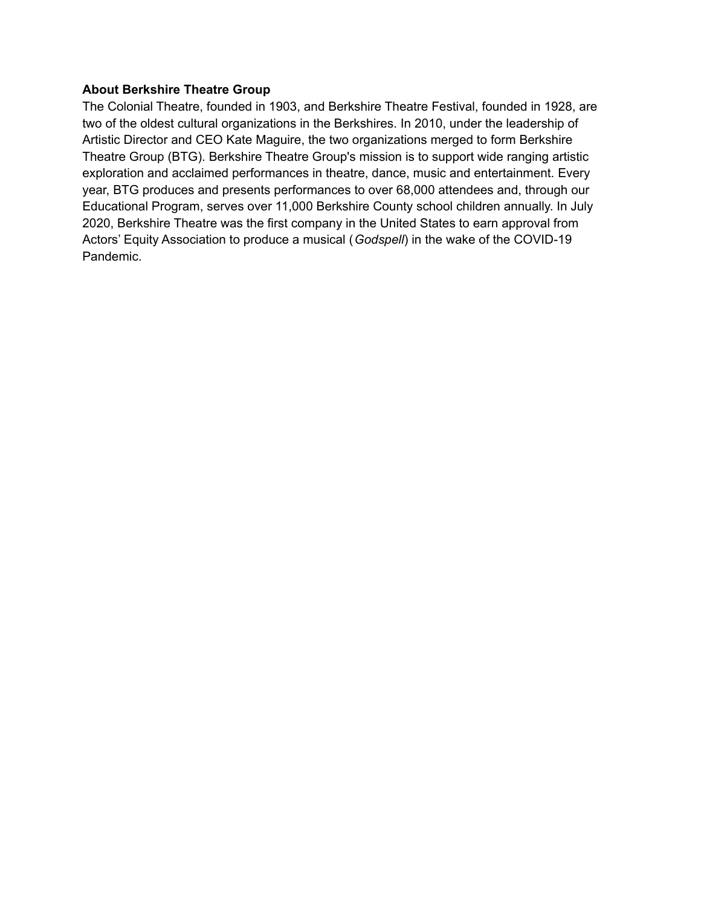**About Berkshire Theatre Group**

The Colonial Theatre, founded in 1903, and Berkshire Theatre Festival, founded in 1928, are two of the oldest cultural organizations in the Berkshires. In 2010, under the leadership of Artistic Director and CEO Kate Maguire, the two organizations merged to form Berkshire Theatre Group (BTG). Berkshire Theatre Group's mission is to support wide ranging artistic exploration and acclaimed performances in theatre, dance, music and entertainment. Every year, BTG produces and presents performances to over 68,000 attendees and, through our Educational Program, serves over 11,000 Berkshire County school children annually. In July 2020, Berkshire Theatre was the first company in the United States to earn approval from Actors' Equity Association to produce a musical (*Godspell*) in the wake of the COVID-19 Pandemic.